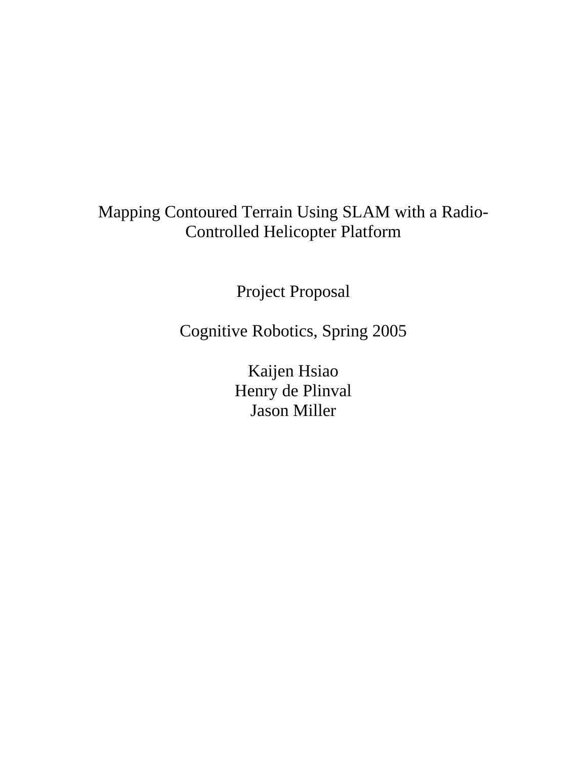# Mapping Contoured Terrain Using SLAM with a Radio-Controlled Helicopter Platform

Project Proposal

Cognitive Robotics, Spring 2005

Kaijen Hsiao
Henry de Plinval
Jason Miller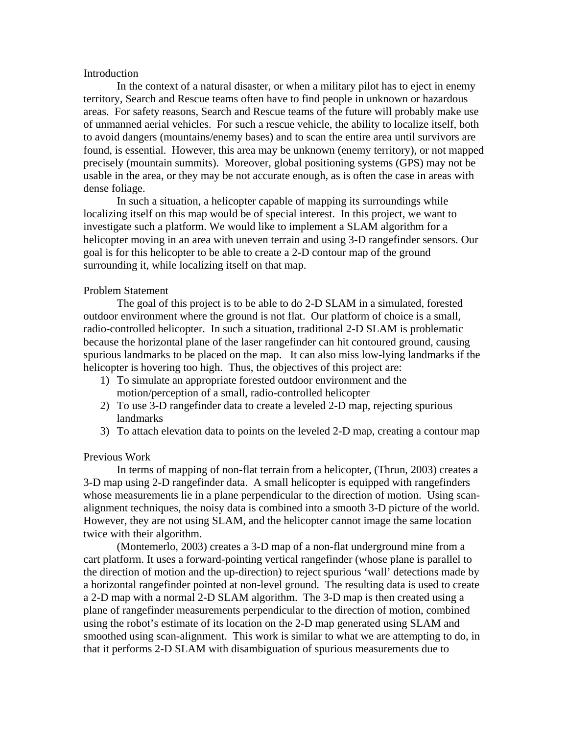## Introduction

In the context of a natural disaster, or when a military pilot has to eject in enemy territory, Search and Rescue teams often have to find people in unknown or hazardous areas. For safety reasons, Search and Rescue teams of the future will probably make use of unmanned aerial vehicles. For such a rescue vehicle, the ability to localize itself, both to avoid dangers (mountains/enemy bases) and to scan the entire area until survivors are found, is essential. However, this area may be unknown (enemy territory), or not mapped precisely (mountain summits). Moreover, global positioning systems (GPS) may not be usable in the area, or they may be not accurate enough, as is often the case in areas with dense foliage.

In such a situation, a helicopter capable of mapping its surroundings while localizing itself on this map would be of special interest. In this project, we want to investigate such a platform. We would like to implement a SLAM algorithm for a helicopter moving in an area with uneven terrain and using 3-D rangefinder sensors. Our goal is for this helicopter to be able to create a 2-D contour map of the ground surrounding it, while localizing itself on that map.

## Problem Statement

The goal of this project is to be able to do 2-D SLAM in a simulated, forested outdoor environment where the ground is not flat. Our platform of choice is a small, radio-controlled helicopter. In such a situation, traditional 2-D SLAM is problematic because the horizontal plane of the laser rangefinder can hit contoured ground, causing spurious landmarks to be placed on the map. It can also miss low-lying landmarks if the helicopter is hovering too high. Thus, the objectives of this project are:

1) To simulate an appropriate forested outdoor environment and the motion/perception of a small, radio-controlled helicopter
2) To use 3-D rangefinder data to create a leveled 2-D map, rejecting spurious landmarks
3) To attach elevation data to points on the leveled 2-D map, creating a contour map

## Previous Work

In terms of mapping of non-flat terrain from a helicopter, (Thrun, 2003) creates a 3-D map using 2-D rangefinder data. A small helicopter is equipped with rangefinders whose measurements lie in a plane perpendicular to the direction of motion. Using scan-alignment techniques, the noisy data is combined into a smooth 3-D picture of the world. However, they are not using SLAM, and the helicopter cannot image the same location twice with their algorithm.

(Montemerlo, 2003) creates a 3-D map of a non-flat underground mine from a cart platform. It uses a forward-pointing vertical rangefinder (whose plane is parallel to the direction of motion and the up-direction) to reject spurious 'wall' detections made by a horizontal rangefinder pointed at non-level ground. The resulting data is used to create a 2-D map with a normal 2-D SLAM algorithm. The 3-D map is then created using a plane of rangefinder measurements perpendicular to the direction of motion, combined using the robot's estimate of its location on the 2-D map generated using SLAM and smoothed using scan-alignment. This work is similar to what we are attempting to do, in that it performs 2-D SLAM with disambiguation of spurious measurements due to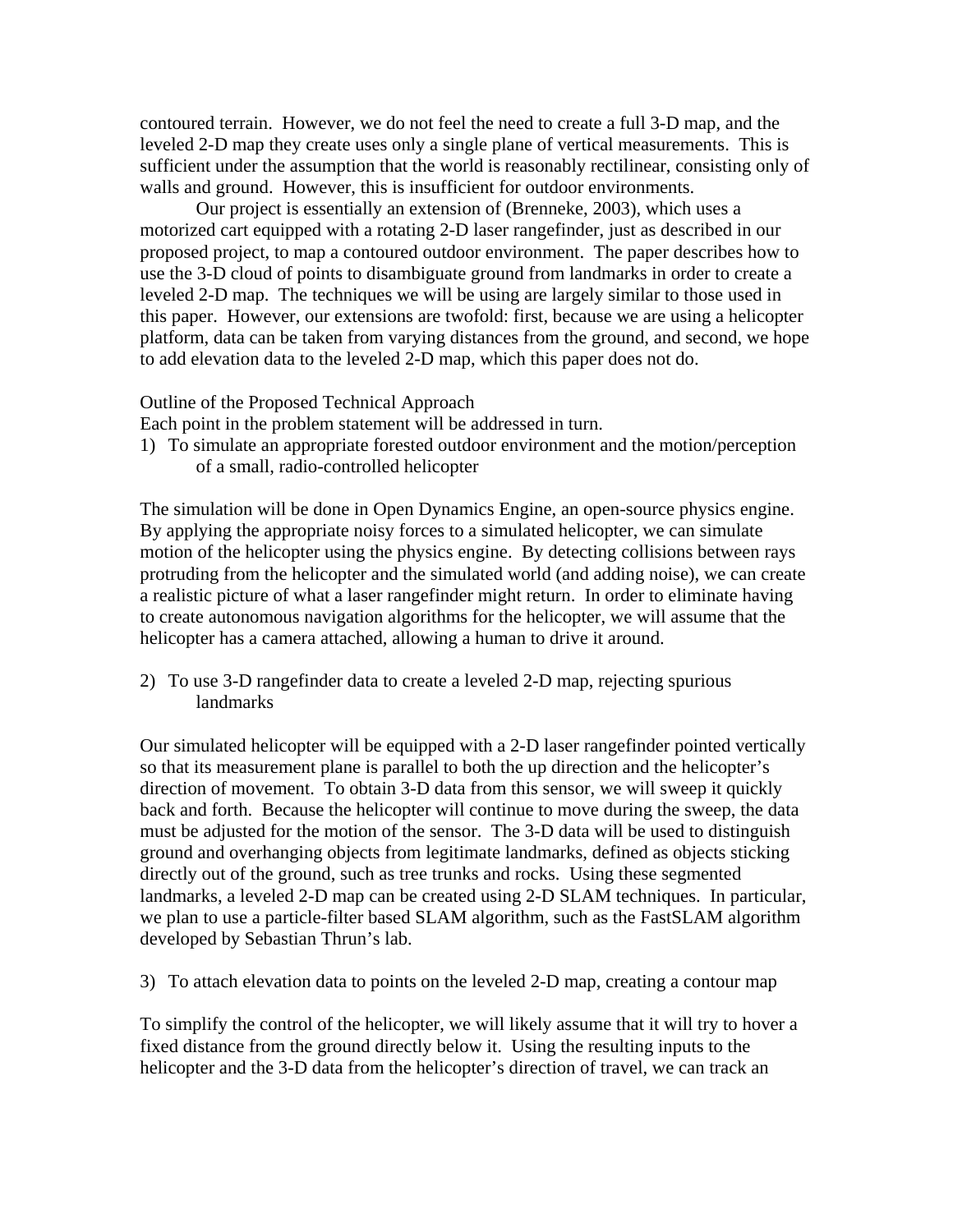contoured terrain. However, we do not feel the need to create a full 3-D map, and the leveled 2-D map they create uses only a single plane of vertical measurements. This is sufficient under the assumption that the world is reasonably rectilinear, consisting only of walls and ground. However, this is insufficient for outdoor environments.

Our project is essentially an extension of (Brenneke, 2003), which uses a motorized cart equipped with a rotating 2-D laser rangefinder, just as described in our proposed project, to map a contoured outdoor environment. The paper describes how to use the 3-D cloud of points to disambiguate ground from landmarks in order to create a leveled 2-D map. The techniques we will be using are largely similar to those used in this paper. However, our extensions are twofold: first, because we are using a helicopter platform, data can be taken from varying distances from the ground, and second, we hope to add elevation data to the leveled 2-D map, which this paper does not do.

## Outline of the Proposed Technical Approach

Each point in the problem statement will be addressed in turn.

1) To simulate an appropriate forested outdoor environment and the motion/perception of a small, radio-controlled helicopter

The simulation will be done in Open Dynamics Engine, an open-source physics engine. By applying the appropriate noisy forces to a simulated helicopter, we can simulate motion of the helicopter using the physics engine. By detecting collisions between rays protruding from the helicopter and the simulated world (and adding noise), we can create a realistic picture of what a laser rangefinder might return. In order to eliminate having to create autonomous navigation algorithms for the helicopter, we will assume that the helicopter has a camera attached, allowing a human to drive it around.

2) To use 3-D rangefinder data to create a leveled 2-D map, rejecting spurious landmarks

Our simulated helicopter will be equipped with a 2-D laser rangefinder pointed vertically so that its measurement plane is parallel to both the up direction and the helicopter's direction of movement. To obtain 3-D data from this sensor, we will sweep it quickly back and forth. Because the helicopter will continue to move during the sweep, the data must be adjusted for the motion of the sensor. The 3-D data will be used to distinguish ground and overhanging objects from legitimate landmarks, defined as objects sticking directly out of the ground, such as tree trunks and rocks. Using these segmented landmarks, a leveled 2-D map can be created using 2-D SLAM techniques. In particular, we plan to use a particle-filter based SLAM algorithm, such as the FastSLAM algorithm developed by Sebastian Thrun's lab.

3) To attach elevation data to points on the leveled 2-D map, creating a contour map

To simplify the control of the helicopter, we will likely assume that it will try to hover a fixed distance from the ground directly below it. Using the resulting inputs to the helicopter and the 3-D data from the helicopter's direction of travel, we can track an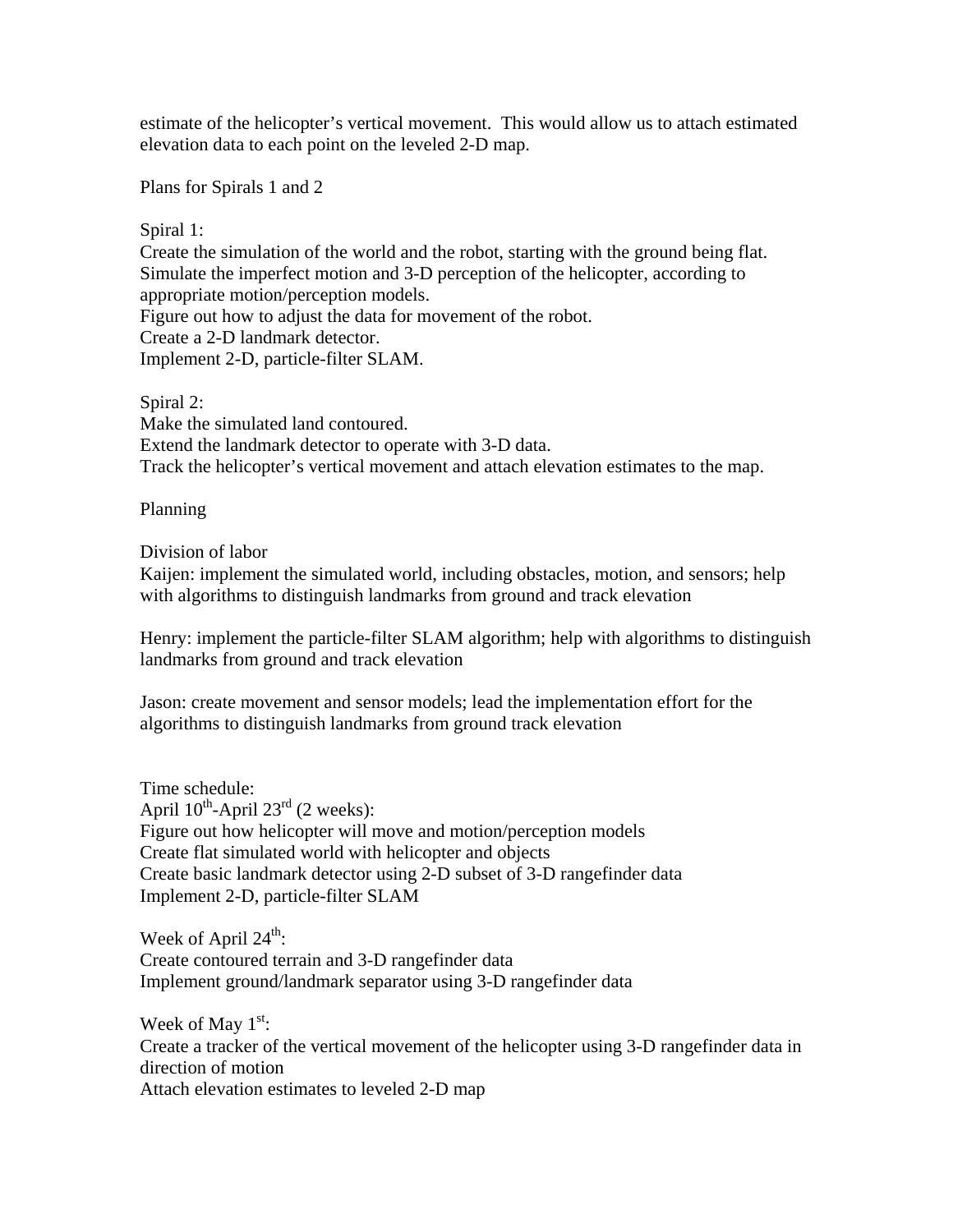estimate of the helicopter's vertical movement. This would allow us to attach estimated elevation data to each point on the leveled 2-D map.

Plans for Spirals 1 and 2

Spiral 1:
Create the simulation of the world and the robot, starting with the ground being flat.
Simulate the imperfect motion and 3-D perception of the helicopter, according to appropriate motion/perception models.
Figure out how to adjust the data for movement of the robot.
Create a 2-D landmark detector.
Implement 2-D, particle-filter SLAM.

Spiral 2:
Make the simulated land contoured.
Extend the landmark detector to operate with 3-D data.
Track the helicopter's vertical movement and attach elevation estimates to the map.

Planning

Division of labor
Kaijen: implement the simulated world, including obstacles, motion, and sensors; help with algorithms to distinguish landmarks from ground and track elevation

Henry: implement the particle-filter SLAM algorithm; help with algorithms to distinguish landmarks from ground and track elevation

Jason: create movement and sensor models; lead the implementation effort for the algorithms to distinguish landmarks from ground track elevation

Time schedule:
April 10th-April 23rd (2 weeks):
Figure out how helicopter will move and motion/perception models
Create flat simulated world with helicopter and objects
Create basic landmark detector using 2-D subset of 3-D rangefinder data
Implement 2-D, particle-filter SLAM

Week of April 24th:
Create contoured terrain and 3-D rangefinder data
Implement ground/landmark separator using 3-D rangefinder data

Week of May 1st:
Create a tracker of the vertical movement of the helicopter using 3-D rangefinder data in direction of motion
Attach elevation estimates to leveled 2-D map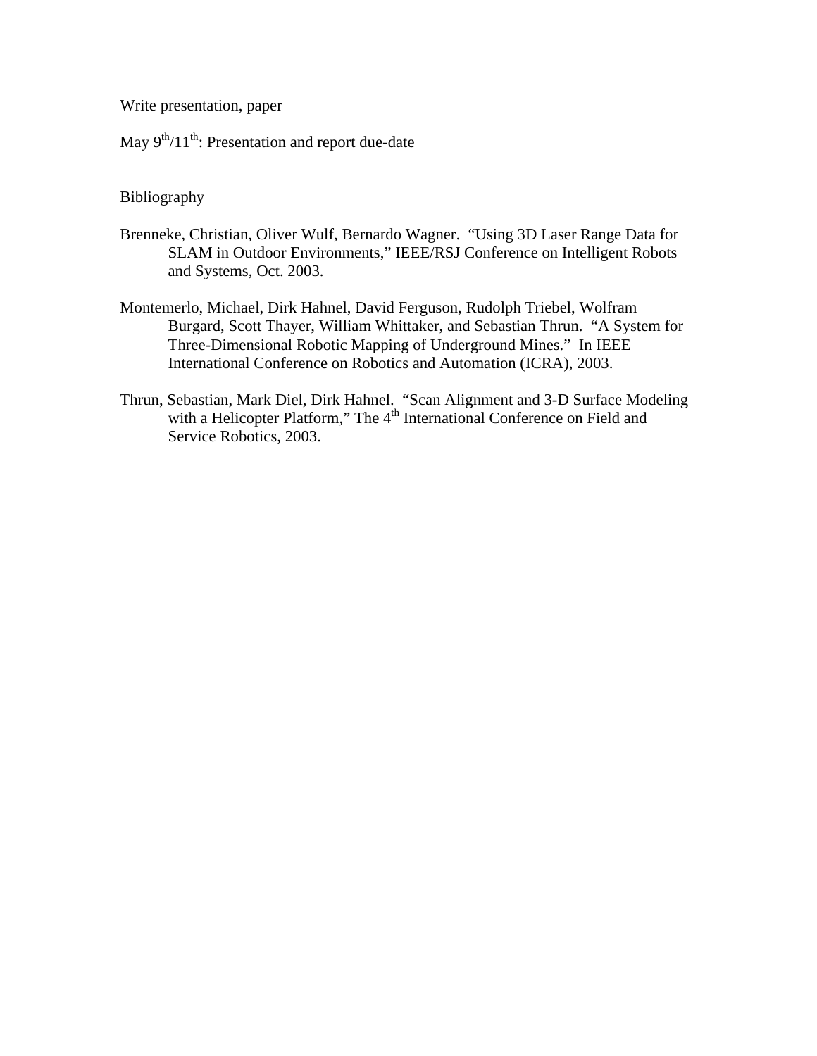Write presentation, paper

May 9th/11th: Presentation and report due-date

## Bibliography

Brenneke, Christian, Oliver Wulf, Bernardo Wagner. "Using 3D Laser Range Data for SLAM in Outdoor Environments," IEEE/RSJ Conference on Intelligent Robots and Systems, Oct. 2003.

Montemerlo, Michael, Dirk Hahnel, David Ferguson, Rudolph Triebel, Wolfram Burgard, Scott Thayer, William Whittaker, and Sebastian Thrun. "A System for Three-Dimensional Robotic Mapping of Underground Mines." In IEEE International Conference on Robotics and Automation (ICRA), 2003.

Thrun, Sebastian, Mark Diel, Dirk Hahnel. "Scan Alignment and 3-D Surface Modeling with a Helicopter Platform," The 4th International Conference on Field and Service Robotics, 2003.